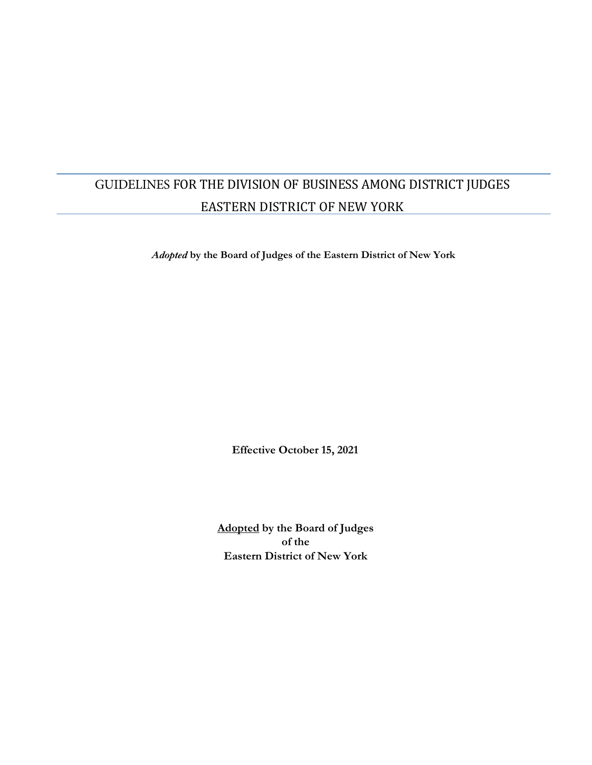# GUIDELINES FOR THE DIVISION OF BUSINESS AMONG DISTRICT JUDGES EASTERN DISTRICT OF NEW YORK

***Adopted* by the Board of Judges of the Eastern District of New York**

**Effective October 15, 2021**

**<u>Adopted</u> by the Board of Judges**
**of the**
**Eastern District of New York**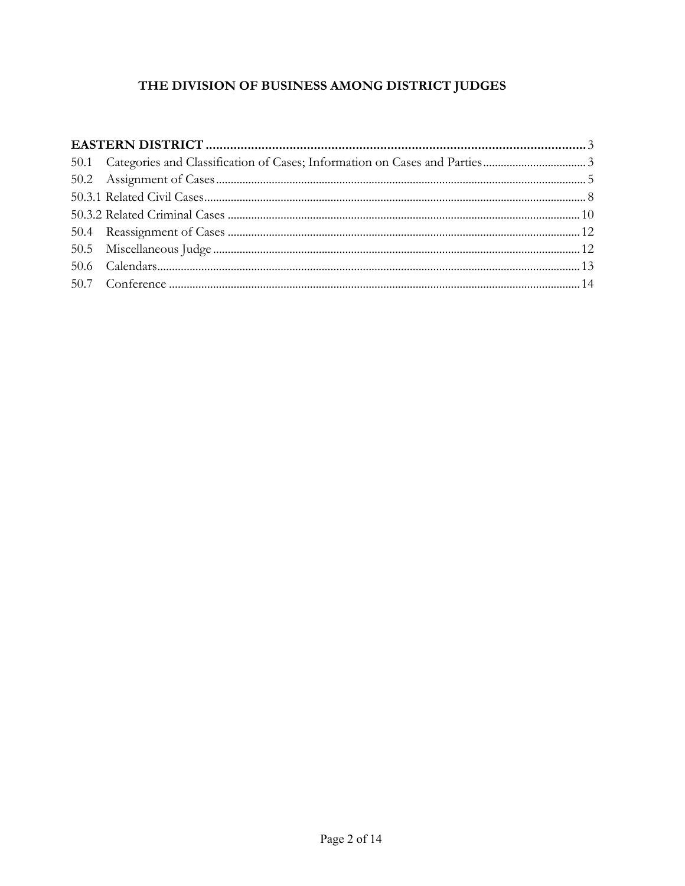# THE DIVISION OF BUSINESS AMONG DISTRICT JUDGES

**EASTERN DISTRICT** ........................................................................ 3

50.1 Categories and Classification of Cases; Information on Cases and Parties .................... 3

50.2 Assignment of Cases ........................................................................ 5

50.3.1 Related Civil Cases ........................................................................ 8

50.3.2 Related Criminal Cases ........................................................................ 10

50.4 Reassignment of Cases ........................................................................ 12

50.5 Miscellaneous Judge ........................................................................ 12

50.6 Calendars ........................................................................ 13

50.7 Conference ........................................................................ 14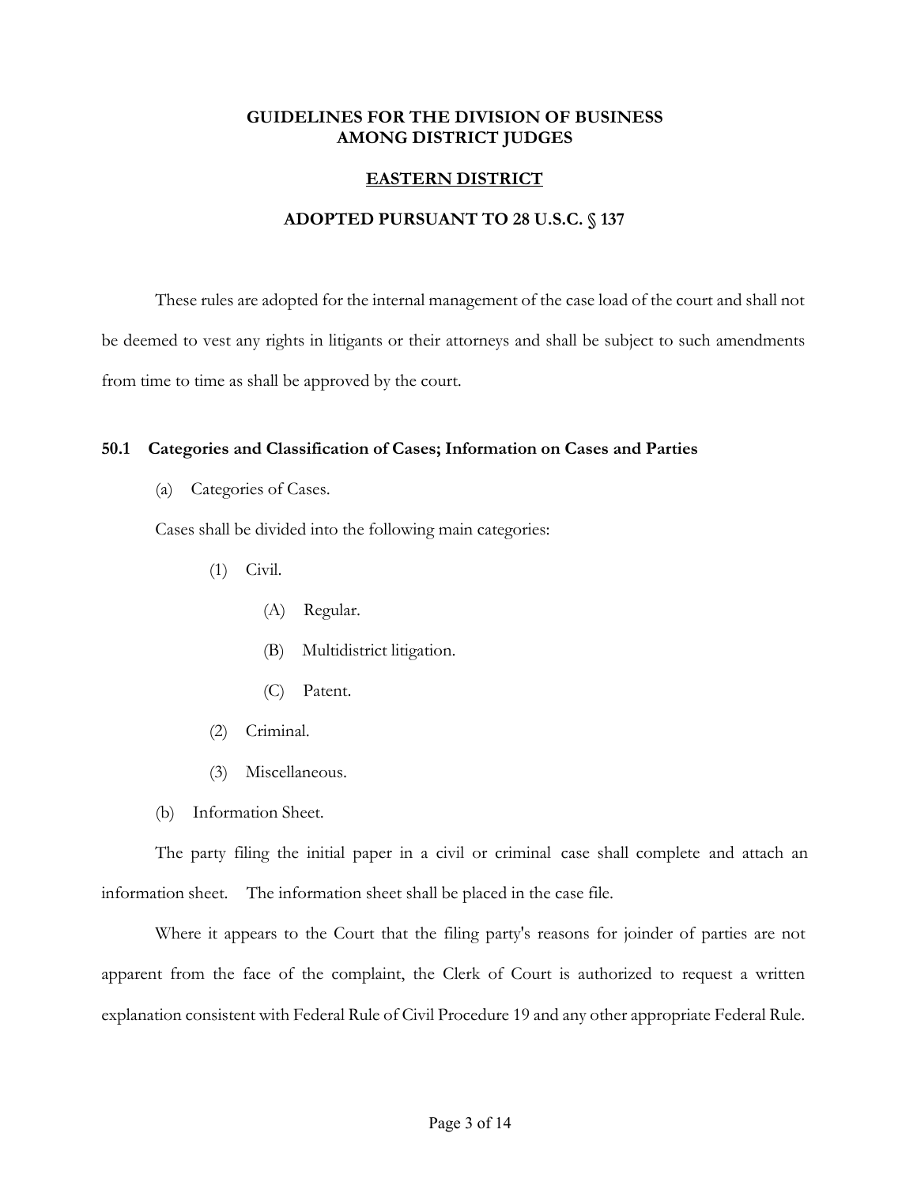**GUIDELINES FOR THE DIVISION OF BUSINESS AMONG DISTRICT JUDGES**

**EASTERN DISTRICT**

**ADOPTED PURSUANT TO 28 U.S.C. § 137**

These rules are adopted for the internal management of the case load of the court and shall not be deemed to vest any rights in litigants or their attorneys and shall be subject to such amendments from time to time as shall be approved by the court.

### 50.1 Categories and Classification of Cases; Information on Cases and Parties

(a) Categories of Cases.

Cases shall be divided into the following main categories:

- (1) Civil.
  - (A) Regular.
  - (B) Multidistrict litigation.
  - (C) Patent.
- (2) Criminal.
- (3) Miscellaneous.

(b) Information Sheet.

The party filing the initial paper in a civil or criminal case shall complete and attach an information sheet. The information sheet shall be placed in the case file.

Where it appears to the Court that the filing party's reasons for joinder of parties are not apparent from the face of the complaint, the Clerk of Court is authorized to request a written explanation consistent with Federal Rule of Civil Procedure 19 and any other appropriate Federal Rule.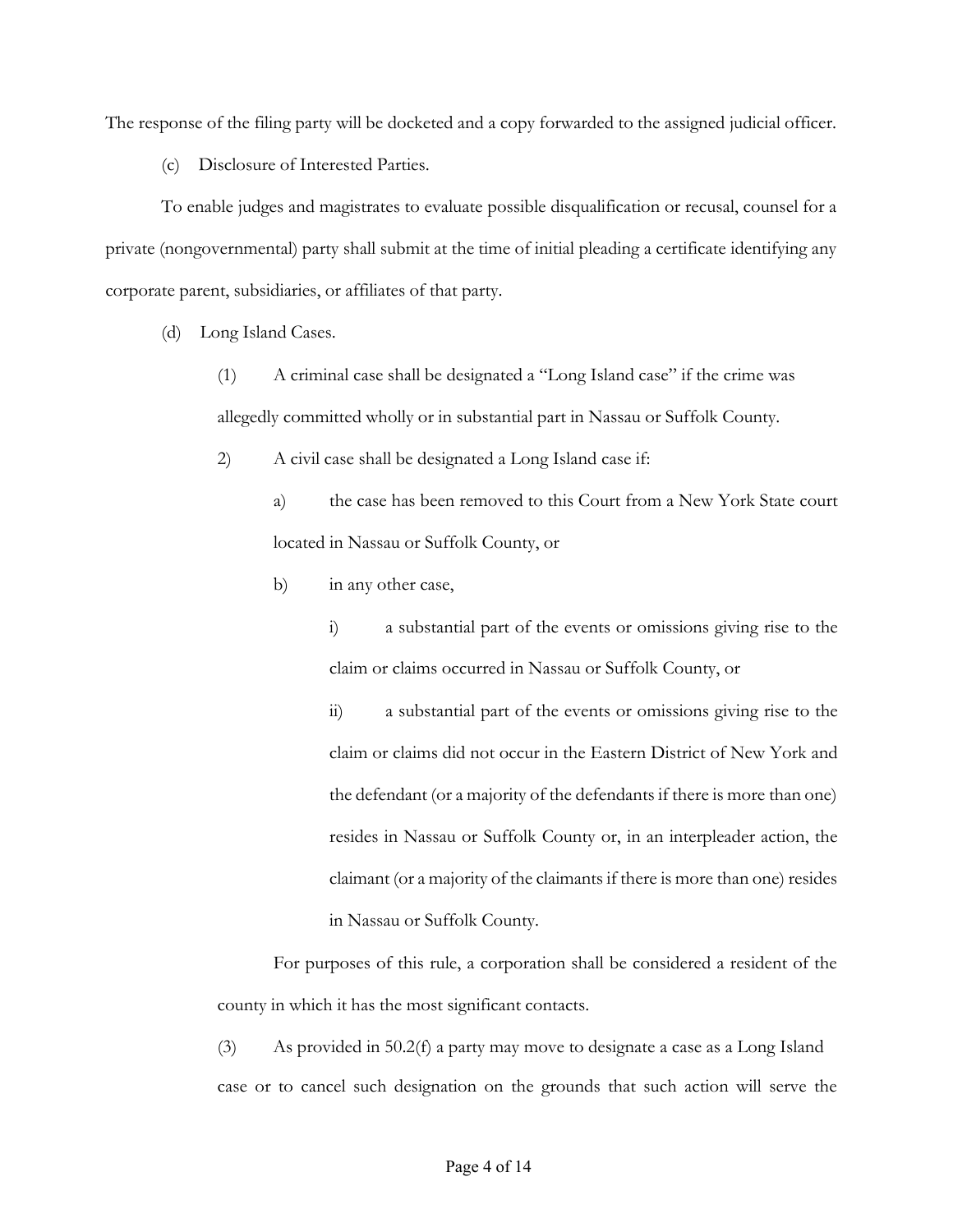The response of the filing party will be docketed and a copy forwarded to the assigned judicial officer.

(c) Disclosure of Interested Parties.

To enable judges and magistrates to evaluate possible disqualification or recusal, counsel for a private (nongovernmental) party shall submit at the time of initial pleading a certificate identifying any corporate parent, subsidiaries, or affiliates of that party.

(d) Long Island Cases.

(1) A criminal case shall be designated a "Long Island case" if the crime was allegedly committed wholly or in substantial part in Nassau or Suffolk County.

2) A civil case shall be designated a Long Island case if:

a) the case has been removed to this Court from a New York State court located in Nassau or Suffolk County, or

b) in any other case,

i) a substantial part of the events or omissions giving rise to the claim or claims occurred in Nassau or Suffolk County, or

ii) a substantial part of the events or omissions giving rise to the claim or claims did not occur in the Eastern District of New York and the defendant (or a majority of the defendants if there is more than one) resides in Nassau or Suffolk County or, in an interpleader action, the claimant (or a majority of the claimants if there is more than one) resides in Nassau or Suffolk County.

For purposes of this rule, a corporation shall be considered a resident of the county in which it has the most significant contacts.

(3) As provided in 50.2(f) a party may move to designate a case as a Long Island case or to cancel such designation on the grounds that such action will serve the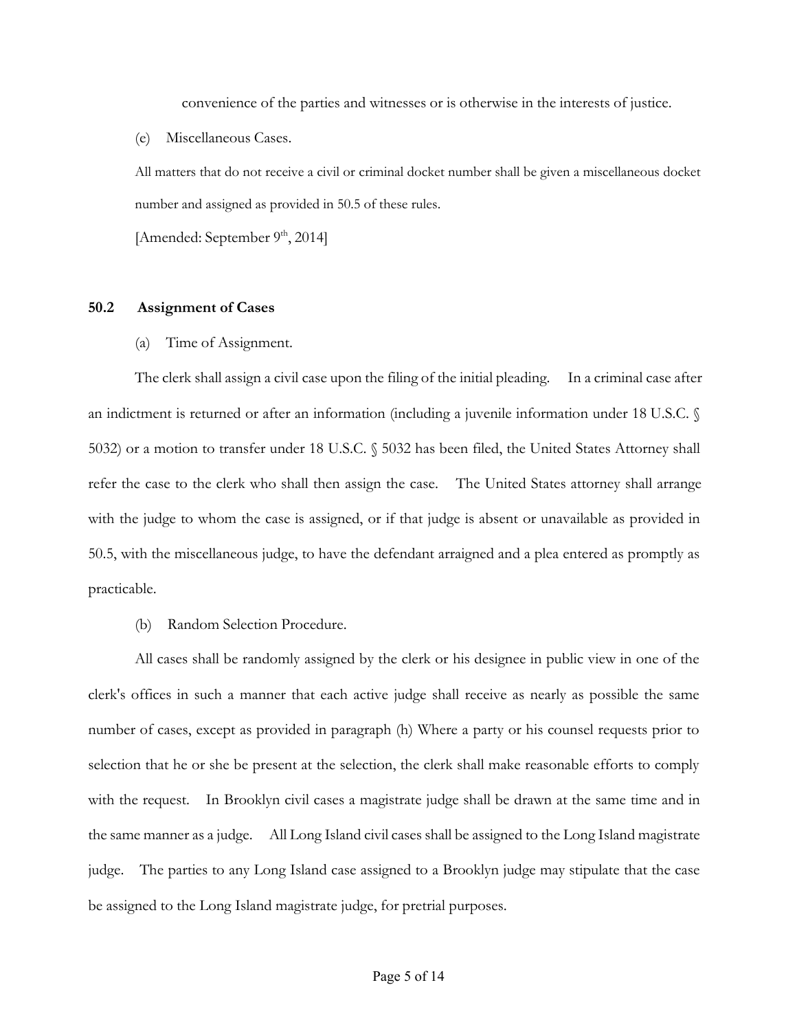convenience of the parties and witnesses or is otherwise in the interests of justice.

(e) Miscellaneous Cases.

All matters that do not receive a civil or criminal docket number shall be given a miscellaneous docket number and assigned as provided in 50.5 of these rules.

[Amended: September 9th, 2014]

## 50.2 Assignment of Cases

(a) Time of Assignment.

The clerk shall assign a civil case upon the filing of the initial pleading. In a criminal case after an indictment is returned or after an information (including a juvenile information under 18 U.S.C. § 5032) or a motion to transfer under 18 U.S.C. § 5032 has been filed, the United States Attorney shall refer the case to the clerk who shall then assign the case. The United States attorney shall arrange with the judge to whom the case is assigned, or if that judge is absent or unavailable as provided in 50.5, with the miscellaneous judge, to have the defendant arraigned and a plea entered as promptly as practicable.

(b) Random Selection Procedure.

All cases shall be randomly assigned by the clerk or his designee in public view in one of the clerk's offices in such a manner that each active judge shall receive as nearly as possible the same number of cases, except as provided in paragraph (h) Where a party or his counsel requests prior to selection that he or she be present at the selection, the clerk shall make reasonable efforts to comply with the request. In Brooklyn civil cases a magistrate judge shall be drawn at the same time and in the same manner as a judge. All Long Island civil cases shall be assigned to the Long Island magistrate judge. The parties to any Long Island case assigned to a Brooklyn judge may stipulate that the case be assigned to the Long Island magistrate judge, for pretrial purposes.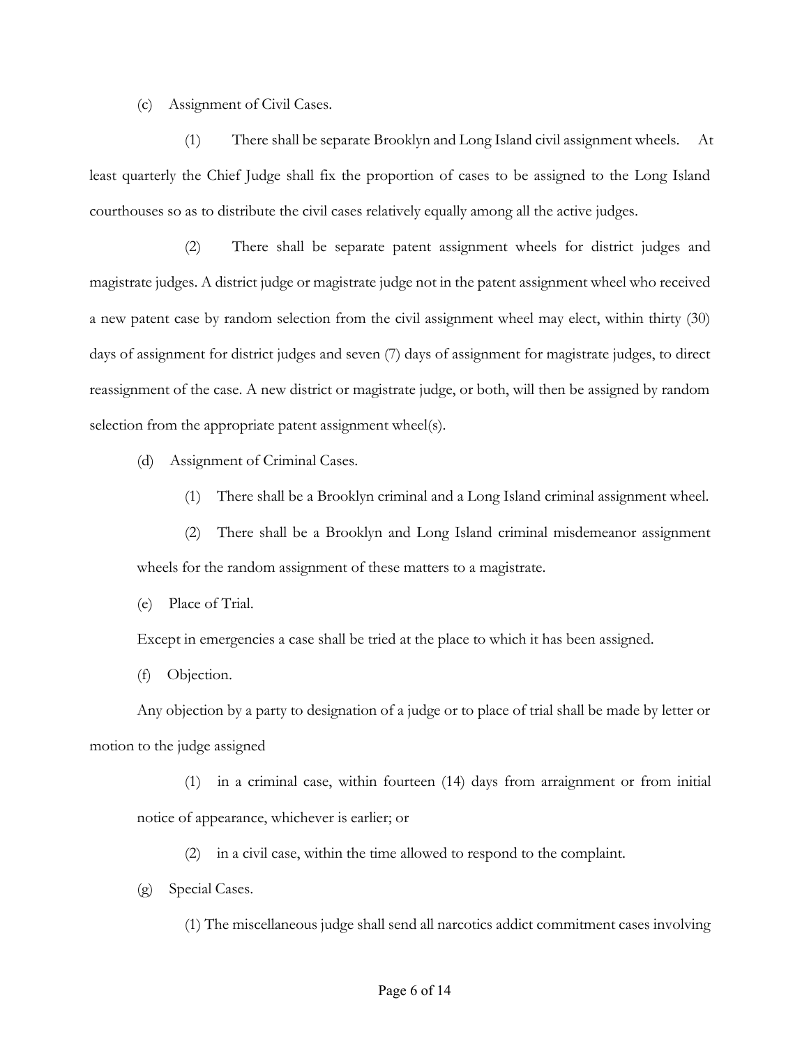(c) Assignment of Civil Cases.

(1) There shall be separate Brooklyn and Long Island civil assignment wheels. At least quarterly the Chief Judge shall fix the proportion of cases to be assigned to the Long Island courthouses so as to distribute the civil cases relatively equally among all the active judges.

(2) There shall be separate patent assignment wheels for district judges and magistrate judges. A district judge or magistrate judge not in the patent assignment wheel who received a new patent case by random selection from the civil assignment wheel may elect, within thirty (30) days of assignment for district judges and seven (7) days of assignment for magistrate judges, to direct reassignment of the case. A new district or magistrate judge, or both, will then be assigned by random selection from the appropriate patent assignment wheel(s).

(d) Assignment of Criminal Cases.

(1) There shall be a Brooklyn criminal and a Long Island criminal assignment wheel.

(2) There shall be a Brooklyn and Long Island criminal misdemeanor assignment wheels for the random assignment of these matters to a magistrate.

(e) Place of Trial.

Except in emergencies a case shall be tried at the place to which it has been assigned.

(f) Objection.

Any objection by a party to designation of a judge or to place of trial shall be made by letter or motion to the judge assigned

(1) in a criminal case, within fourteen (14) days from arraignment or from initial notice of appearance, whichever is earlier; or

(2) in a civil case, within the time allowed to respond to the complaint.

(g) Special Cases.

(1) The miscellaneous judge shall send all narcotics addict commitment cases involving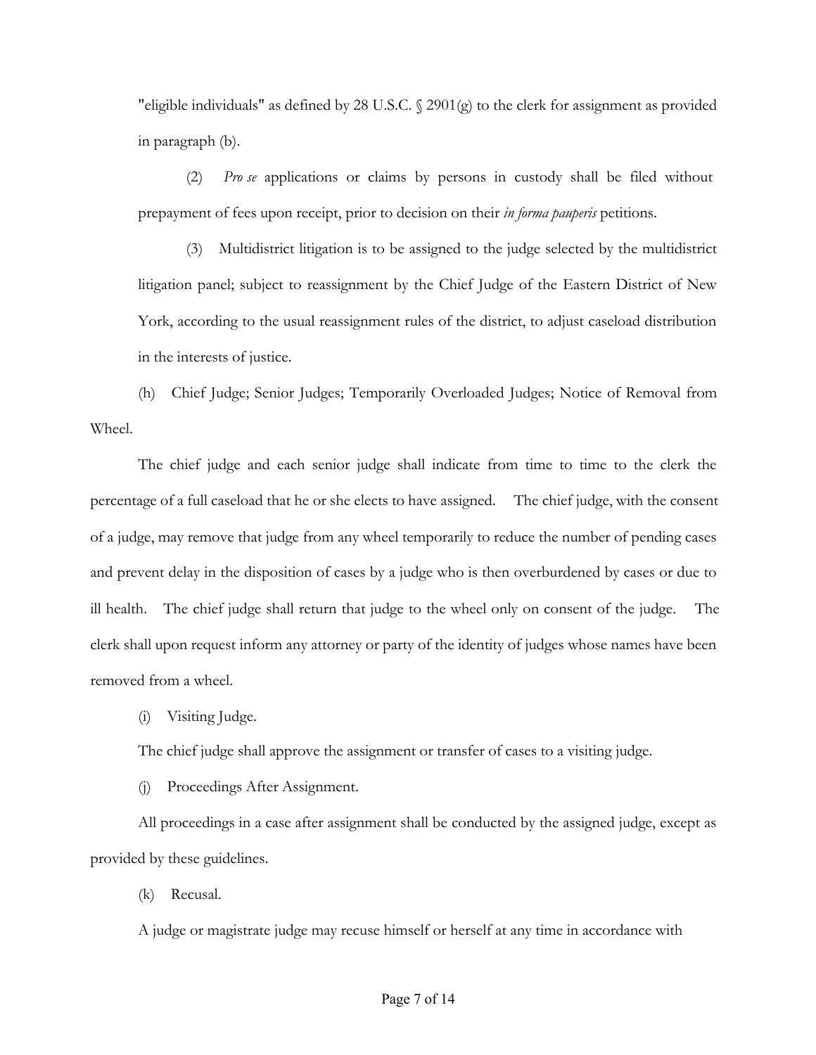"eligible individuals" as defined by 28 U.S.C. § 2901(g) to the clerk for assignment as provided in paragraph (b).

(2) *Pro se* applications or claims by persons in custody shall be filed without prepayment of fees upon receipt, prior to decision on their *in forma pauperis* petitions.

(3) Multidistrict litigation is to be assigned to the judge selected by the multidistrict litigation panel; subject to reassignment by the Chief Judge of the Eastern District of New York, according to the usual reassignment rules of the district, to adjust caseload distribution in the interests of justice.

(h) Chief Judge; Senior Judges; Temporarily Overloaded Judges; Notice of Removal from Wheel.

The chief judge and each senior judge shall indicate from time to time to the clerk the percentage of a full caseload that he or she elects to have assigned. The chief judge, with the consent of a judge, may remove that judge from any wheel temporarily to reduce the number of pending cases and prevent delay in the disposition of cases by a judge who is then overburdened by cases or due to ill health. The chief judge shall return that judge to the wheel only on consent of the judge. The clerk shall upon request inform any attorney or party of the identity of judges whose names have been removed from a wheel.

(i) Visiting Judge.

The chief judge shall approve the assignment or transfer of cases to a visiting judge.

(j) Proceedings After Assignment.

All proceedings in a case after assignment shall be conducted by the assigned judge, except as provided by these guidelines.

(k) Recusal.

A judge or magistrate judge may recuse himself or herself at any time in accordance with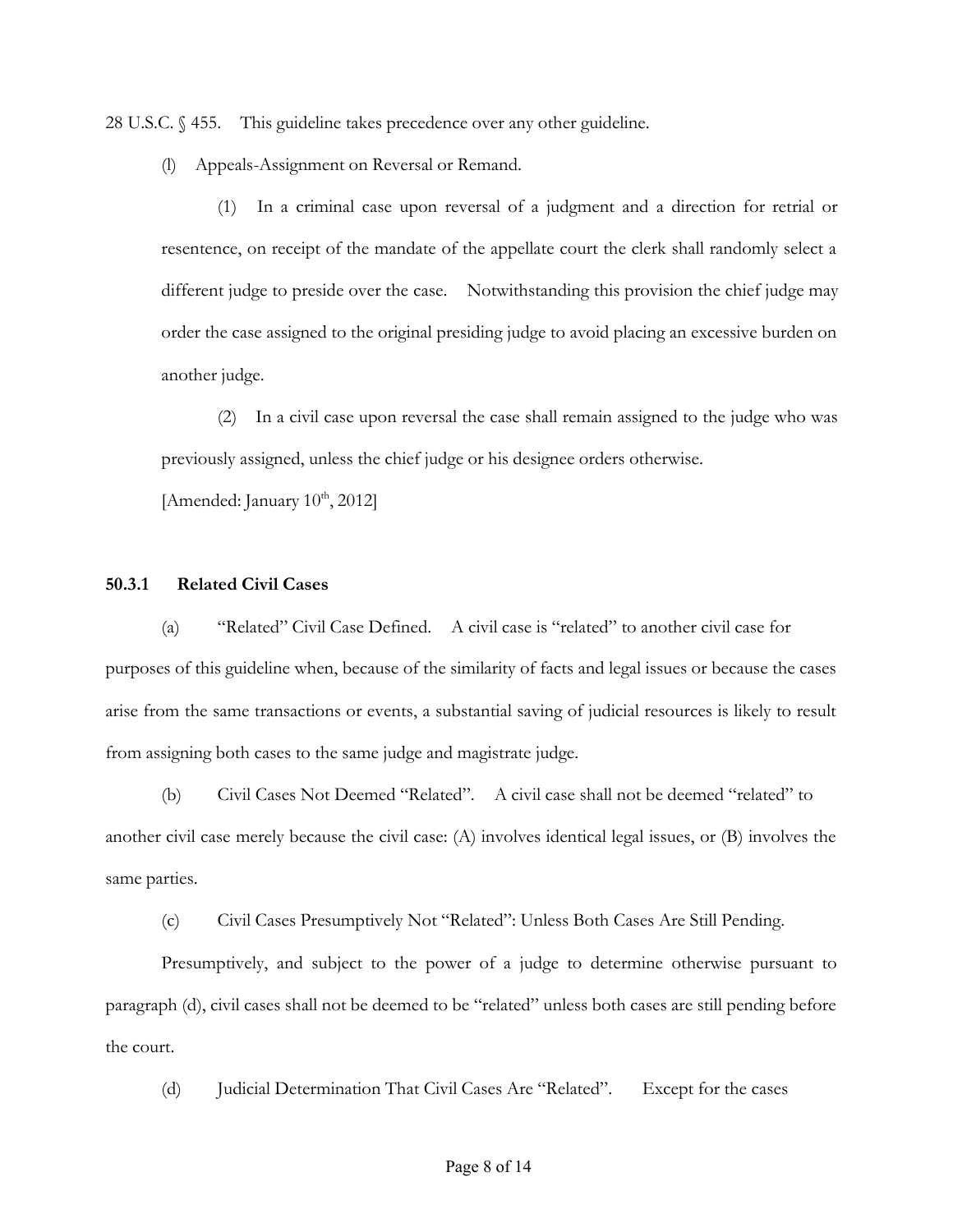28 U.S.C. § 455. This guideline takes precedence over any other guideline.

(l) Appeals-Assignment on Reversal or Remand.

(1) In a criminal case upon reversal of a judgment and a direction for retrial or resentence, on receipt of the mandate of the appellate court the clerk shall randomly select a different judge to preside over the case. Notwithstanding this provision the chief judge may order the case assigned to the original presiding judge to avoid placing an excessive burden on another judge.

(2) In a civil case upon reversal the case shall remain assigned to the judge who was previously assigned, unless the chief judge or his designee orders otherwise.

[Amended: January 10th, 2012]

### 50.3.1 Related Civil Cases

(a) "Related" Civil Case Defined. A civil case is "related" to another civil case for purposes of this guideline when, because of the similarity of facts and legal issues or because the cases arise from the same transactions or events, a substantial saving of judicial resources is likely to result from assigning both cases to the same judge and magistrate judge.

(b) Civil Cases Not Deemed "Related". A civil case shall not be deemed "related" to another civil case merely because the civil case: (A) involves identical legal issues, or (B) involves the same parties.

(c) Civil Cases Presumptively Not "Related": Unless Both Cases Are Still Pending.

Presumptively, and subject to the power of a judge to determine otherwise pursuant to paragraph (d), civil cases shall not be deemed to be "related" unless both cases are still pending before the court.

(d) Judicial Determination That Civil Cases Are "Related". Except for the cases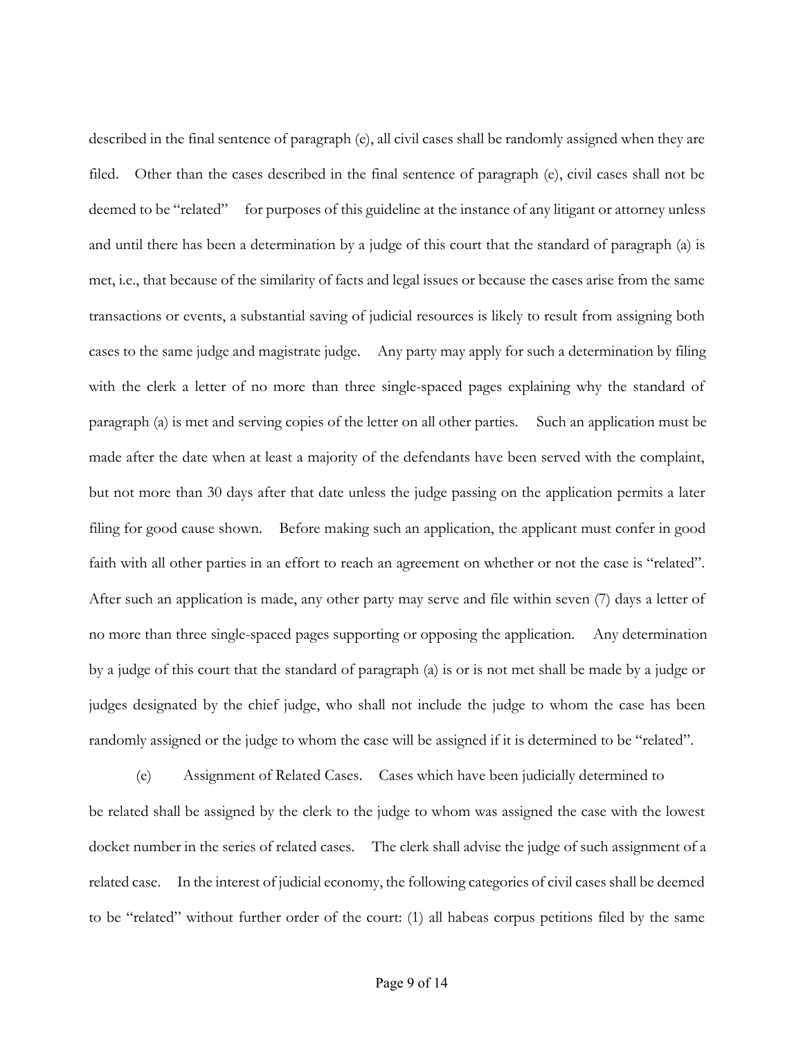described in the final sentence of paragraph (e), all civil cases shall be randomly assigned when they are filed. Other than the cases described in the final sentence of paragraph (e), civil cases shall not be deemed to be "related" for purposes of this guideline at the instance of any litigant or attorney unless and until there has been a determination by a judge of this court that the standard of paragraph (a) is met, i.e., that because of the similarity of facts and legal issues or because the cases arise from the same transactions or events, a substantial saving of judicial resources is likely to result from assigning both cases to the same judge and magistrate judge. Any party may apply for such a determination by filing with the clerk a letter of no more than three single-spaced pages explaining why the standard of paragraph (a) is met and serving copies of the letter on all other parties. Such an application must be made after the date when at least a majority of the defendants have been served with the complaint, but not more than 30 days after that date unless the judge passing on the application permits a later filing for good cause shown. Before making such an application, the applicant must confer in good faith with all other parties in an effort to reach an agreement on whether or not the case is "related". After such an application is made, any other party may serve and file within seven (7) days a letter of no more than three single-spaced pages supporting or opposing the application. Any determination by a judge of this court that the standard of paragraph (a) is or is not met shall be made by a judge or judges designated by the chief judge, who shall not include the judge to whom the case has been randomly assigned or the judge to whom the case will be assigned if it is determined to be "related".

(e) Assignment of Related Cases. Cases which have been judicially determined to be related shall be assigned by the clerk to the judge to whom was assigned the case with the lowest docket number in the series of related cases. The clerk shall advise the judge of such assignment of a related case. In the interest of judicial economy, the following categories of civil cases shall be deemed to be "related" without further order of the court: (1) all habeas corpus petitions filed by the same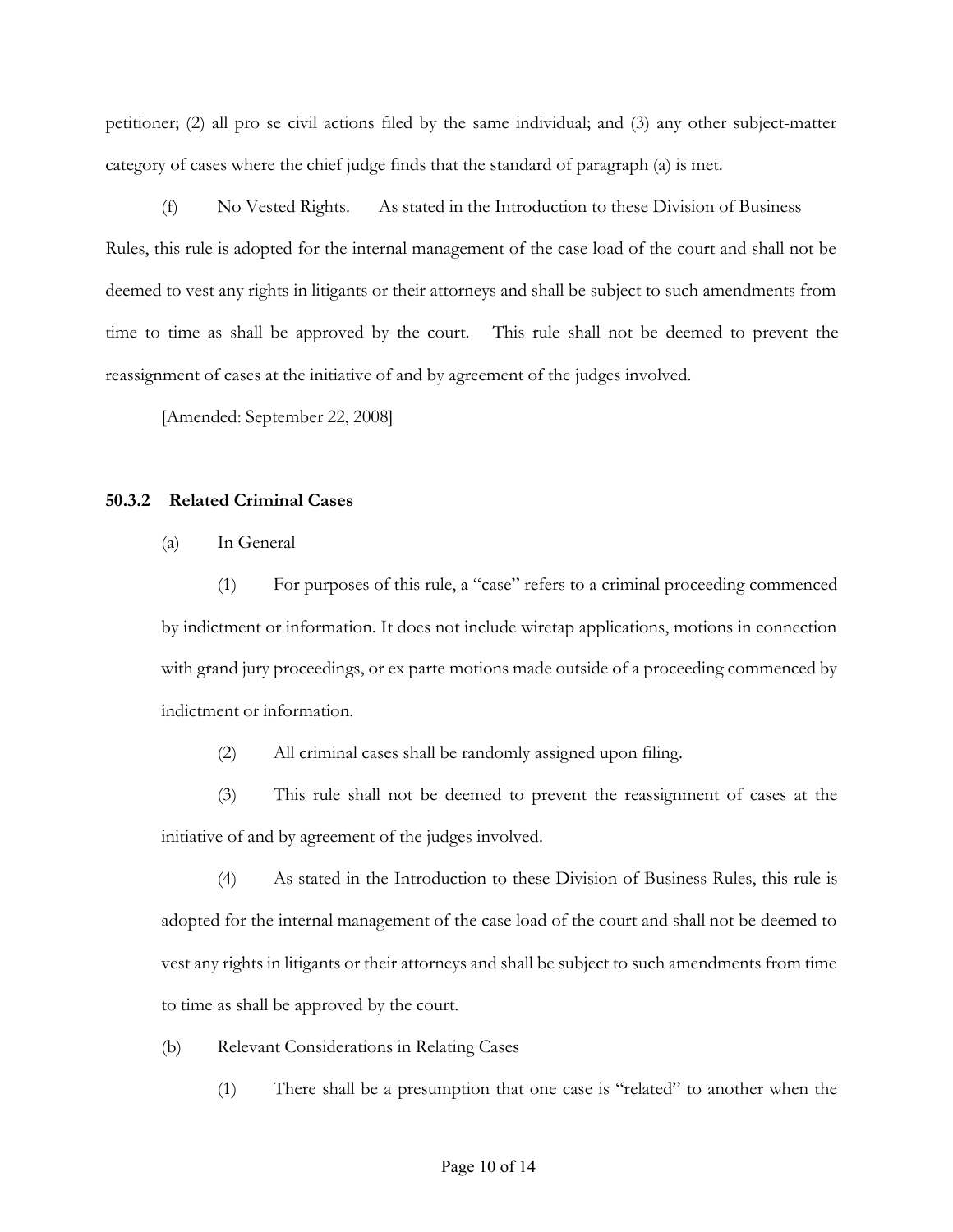petitioner; (2) all pro se civil actions filed by the same individual; and (3) any other subject-matter category of cases where the chief judge finds that the standard of paragraph (a) is met.

(f) No Vested Rights. As stated in the Introduction to these Division of Business Rules, this rule is adopted for the internal management of the case load of the court and shall not be deemed to vest any rights in litigants or their attorneys and shall be subject to such amendments from time to time as shall be approved by the court. This rule shall not be deemed to prevent the reassignment of cases at the initiative of and by agreement of the judges involved.

[Amended: September 22, 2008]

### 50.3.2 Related Criminal Cases

(a) In General

(1) For purposes of this rule, a "case" refers to a criminal proceeding commenced by indictment or information. It does not include wiretap applications, motions in connection with grand jury proceedings, or ex parte motions made outside of a proceeding commenced by indictment or information.

(2) All criminal cases shall be randomly assigned upon filing.

(3) This rule shall not be deemed to prevent the reassignment of cases at the initiative of and by agreement of the judges involved.

(4) As stated in the Introduction to these Division of Business Rules, this rule is adopted for the internal management of the case load of the court and shall not be deemed to vest any rights in litigants or their attorneys and shall be subject to such amendments from time to time as shall be approved by the court.

(b) Relevant Considerations in Relating Cases

(1) There shall be a presumption that one case is "related" to another when the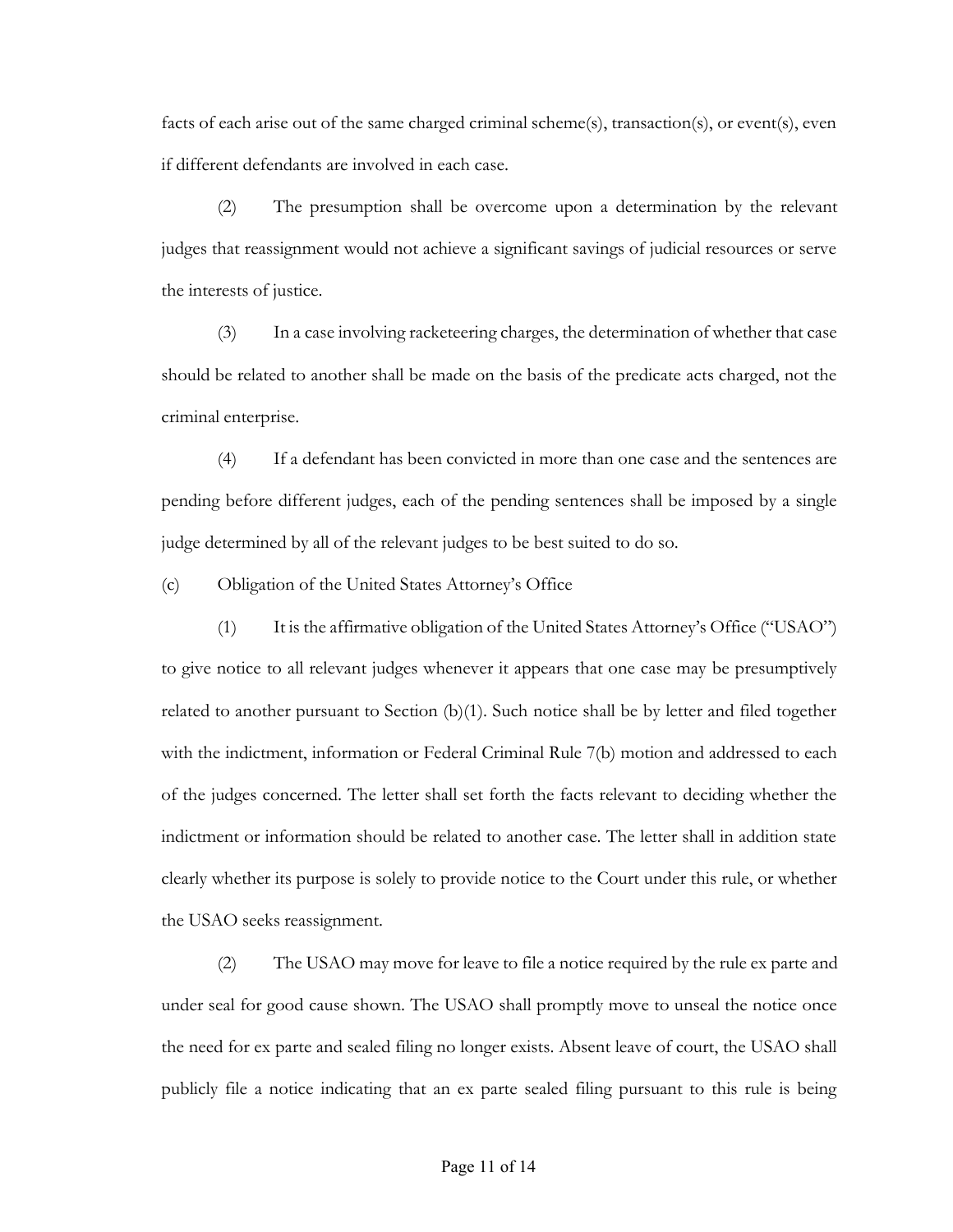facts of each arise out of the same charged criminal scheme(s), transaction(s), or event(s), even if different defendants are involved in each case.

(2) The presumption shall be overcome upon a determination by the relevant judges that reassignment would not achieve a significant savings of judicial resources or serve the interests of justice.

(3) In a case involving racketeering charges, the determination of whether that case should be related to another shall be made on the basis of the predicate acts charged, not the criminal enterprise.

(4) If a defendant has been convicted in more than one case and the sentences are pending before different judges, each of the pending sentences shall be imposed by a single judge determined by all of the relevant judges to be best suited to do so.

(c) Obligation of the United States Attorney's Office

(1) It is the affirmative obligation of the United States Attorney's Office ("USAO") to give notice to all relevant judges whenever it appears that one case may be presumptively related to another pursuant to Section (b)(1). Such notice shall be by letter and filed together with the indictment, information or Federal Criminal Rule 7(b) motion and addressed to each of the judges concerned. The letter shall set forth the facts relevant to deciding whether the indictment or information should be related to another case. The letter shall in addition state clearly whether its purpose is solely to provide notice to the Court under this rule, or whether the USAO seeks reassignment.

(2) The USAO may move for leave to file a notice required by the rule ex parte and under seal for good cause shown. The USAO shall promptly move to unseal the notice once the need for ex parte and sealed filing no longer exists. Absent leave of court, the USAO shall publicly file a notice indicating that an ex parte sealed filing pursuant to this rule is being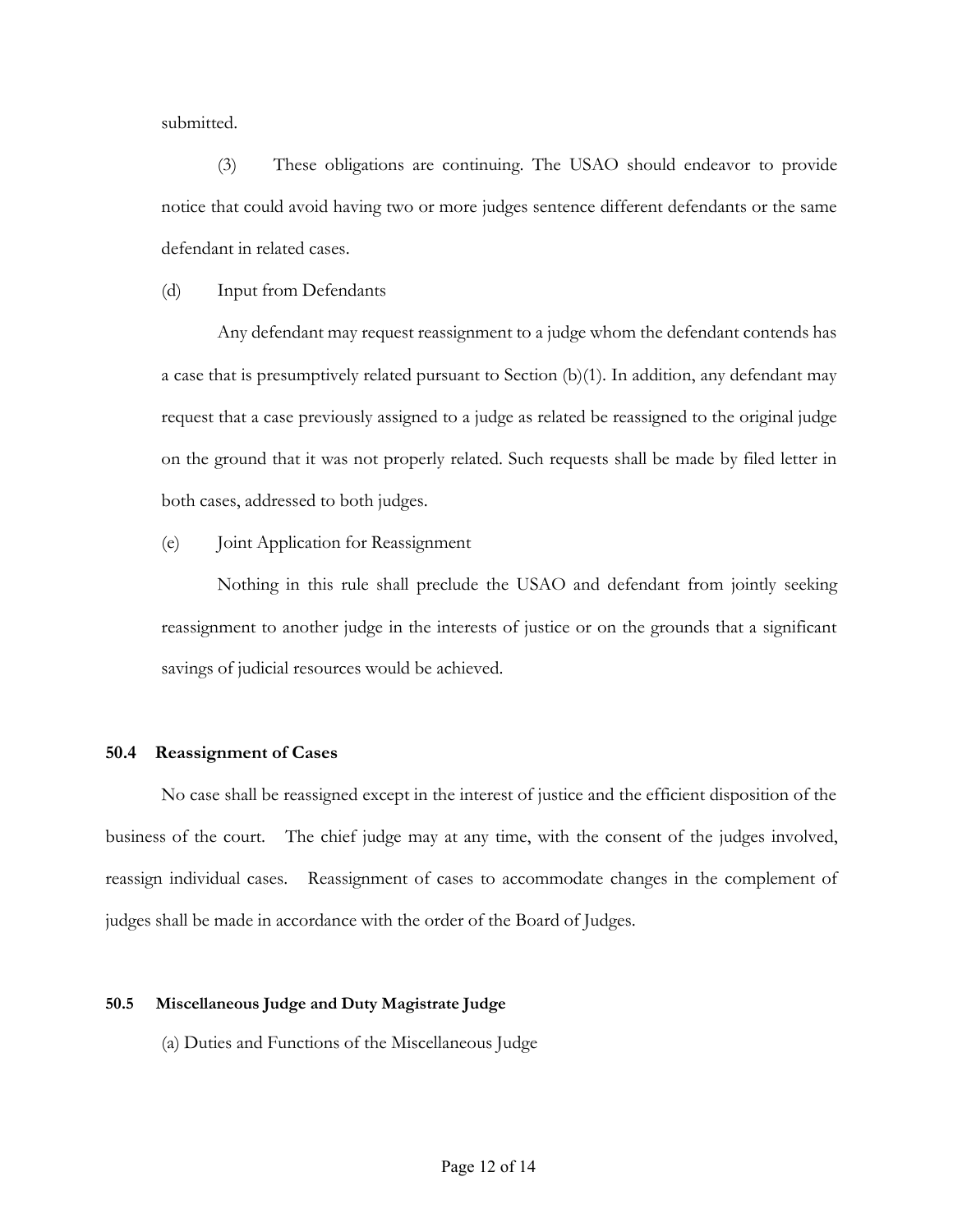submitted.

(3) These obligations are continuing. The USAO should endeavor to provide notice that could avoid having two or more judges sentence different defendants or the same defendant in related cases.

(d) Input from Defendants

Any defendant may request reassignment to a judge whom the defendant contends has a case that is presumptively related pursuant to Section (b)(1). In addition, any defendant may request that a case previously assigned to a judge as related be reassigned to the original judge on the ground that it was not properly related. Such requests shall be made by filed letter in both cases, addressed to both judges.

(e) Joint Application for Reassignment

Nothing in this rule shall preclude the USAO and defendant from jointly seeking reassignment to another judge in the interests of justice or on the grounds that a significant savings of judicial resources would be achieved.

**50.4 Reassignment of Cases**

No case shall be reassigned except in the interest of justice and the efficient disposition of the business of the court. The chief judge may at any time, with the consent of the judges involved, reassign individual cases. Reassignment of cases to accommodate changes in the complement of judges shall be made in accordance with the order of the Board of Judges.

**50.5 Miscellaneous Judge and Duty Magistrate Judge**

(a) Duties and Functions of the Miscellaneous Judge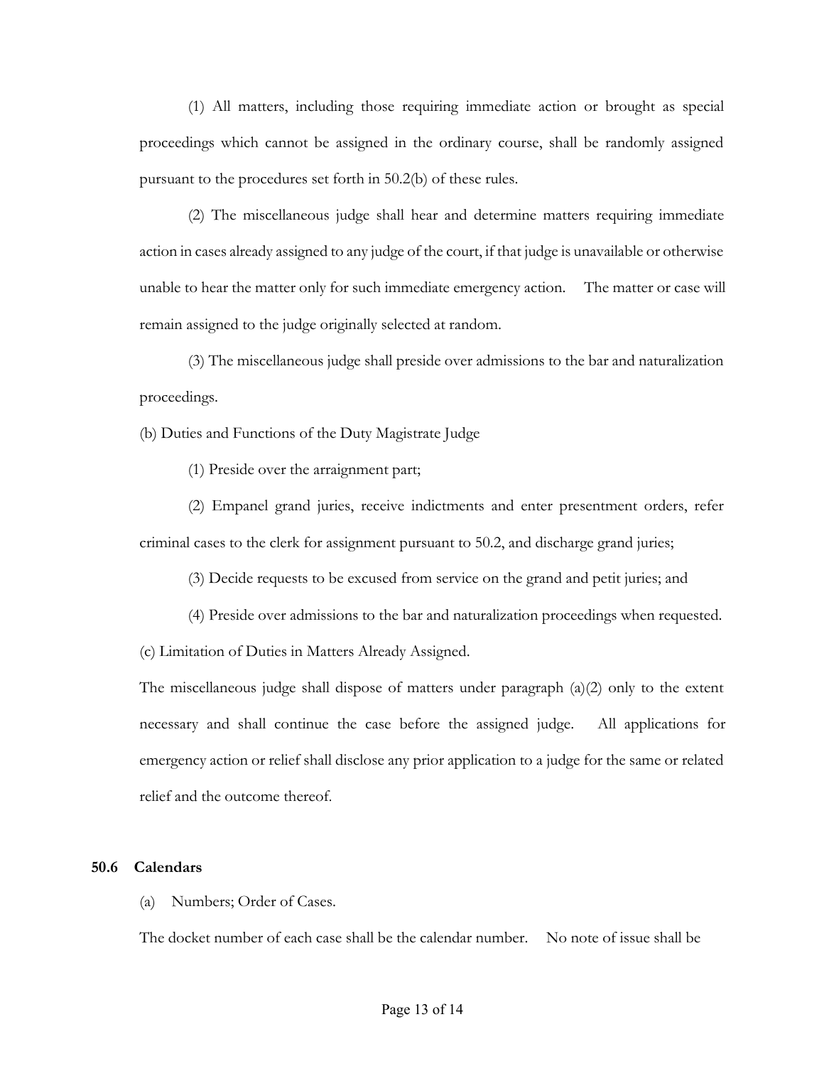(1) All matters, including those requiring immediate action or brought as special proceedings which cannot be assigned in the ordinary course, shall be randomly assigned pursuant to the procedures set forth in 50.2(b) of these rules.

(2) The miscellaneous judge shall hear and determine matters requiring immediate action in cases already assigned to any judge of the court, if that judge is unavailable or otherwise unable to hear the matter only for such immediate emergency action. The matter or case will remain assigned to the judge originally selected at random.

(3) The miscellaneous judge shall preside over admissions to the bar and naturalization proceedings.

(b) Duties and Functions of the Duty Magistrate Judge

(1) Preside over the arraignment part;

(2) Empanel grand juries, receive indictments and enter presentment orders, refer criminal cases to the clerk for assignment pursuant to 50.2, and discharge grand juries;

(3) Decide requests to be excused from service on the grand and petit juries; and

(4) Preside over admissions to the bar and naturalization proceedings when requested.

(c) Limitation of Duties in Matters Already Assigned.

The miscellaneous judge shall dispose of matters under paragraph (a)(2) only to the extent necessary and shall continue the case before the assigned judge. All applications for emergency action or relief shall disclose any prior application to a judge for the same or related relief and the outcome thereof.

## 50.6 Calendars

(a) Numbers; Order of Cases.

The docket number of each case shall be the calendar number. No note of issue shall be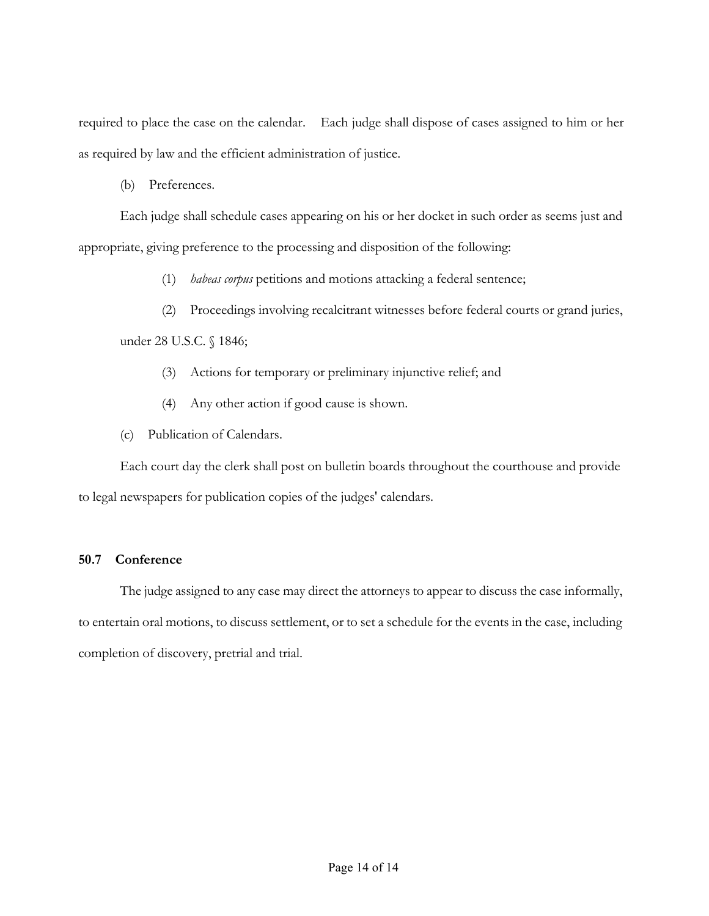required to place the case on the calendar. Each judge shall dispose of cases assigned to him or her as required by law and the efficient administration of justice.

(b) Preferences.

Each judge shall schedule cases appearing on his or her docket in such order as seems just and appropriate, giving preference to the processing and disposition of the following:

(1) *habeas corpus* petitions and motions attacking a federal sentence;

(2) Proceedings involving recalcitrant witnesses before federal courts or grand juries, under 28 U.S.C. § 1846;

(3) Actions for temporary or preliminary injunctive relief; and

(4) Any other action if good cause is shown.

(c) Publication of Calendars.

Each court day the clerk shall post on bulletin boards throughout the courthouse and provide to legal newspapers for publication copies of the judges' calendars.

### 50.7 Conference

The judge assigned to any case may direct the attorneys to appear to discuss the case informally, to entertain oral motions, to discuss settlement, or to set a schedule for the events in the case, including completion of discovery, pretrial and trial.